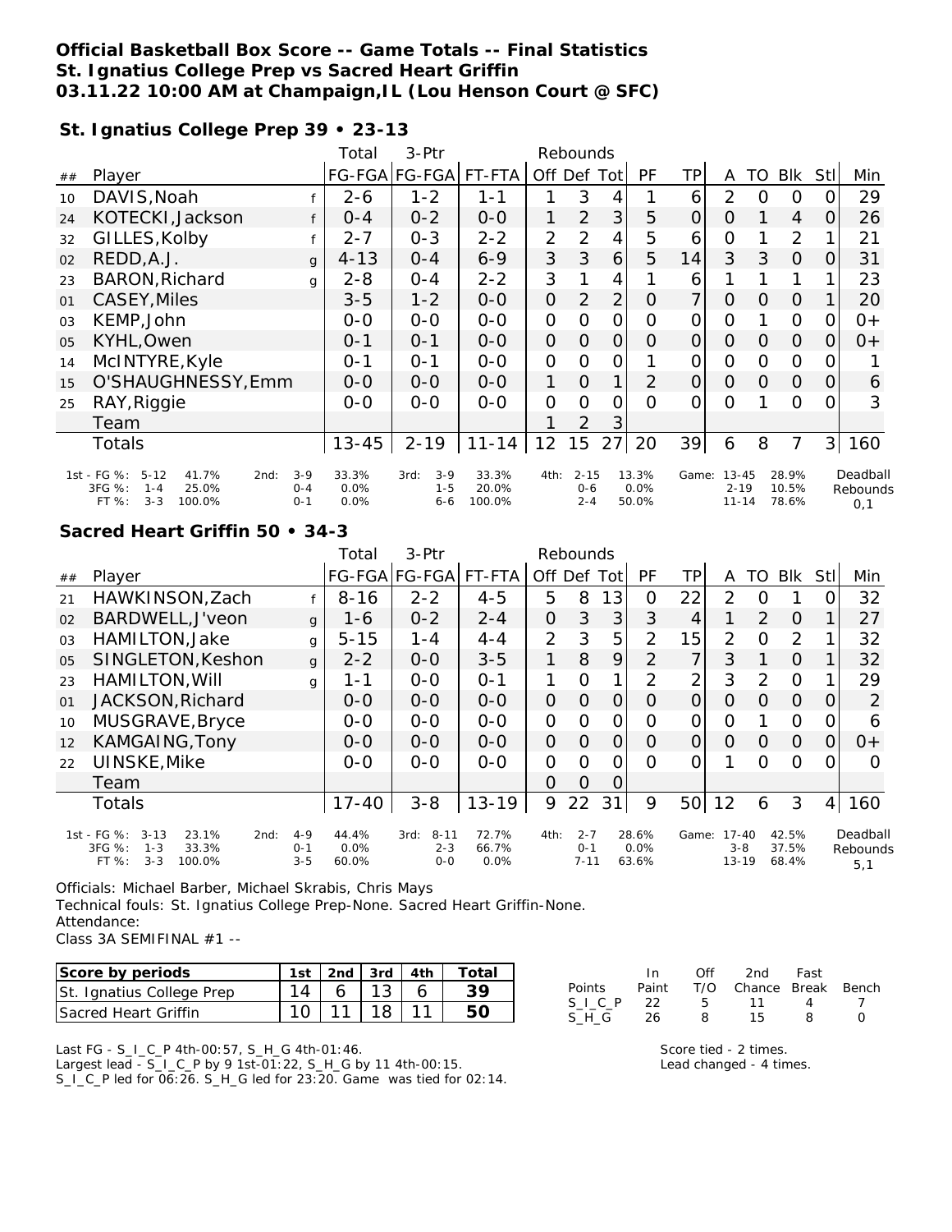# Official Basketball Box Score -- Game Totals -- Final Statistics
## St. Ignatius College Prep vs Sacred Heart Griffin
### 03.11.22 10:00 AM at Champaign,IL (Lou Henson Court @ SFC)

**St. Ignatius College Prep 39 • 23-13**

| ## | Player | | Total FG-FGA | 3-Ptr FG-FGA | FT-FTA | Rebounds Off | Def | Tot | PF | TP | A | TO | Blk | Stl | Min |
|---|---|---|---|---|---|---|---|---|---|---|---|---|---|---|---|
| 10 | DAVIS,Noah | f | 2-6 | 1-2 | 1-1 | 1 | 3 | 4 | 1 | 6 | 2 | 0 | 0 | 0 | 29 |
| 24 | KOTECKI,Jackson | f | 0-4 | 0-2 | 0-0 | 1 | 2 | 3 | 5 | 0 | 0 | 1 | 4 | 0 | 26 |
| 32 | GILLES,Kolby | f | 2-7 | 0-3 | 2-2 | 2 | 2 | 4 | 5 | 6 | 0 | 1 | 2 | 1 | 21 |
| 02 | REDD,A.J. | g | 4-13 | 0-4 | 6-9 | 3 | 3 | 6 | 5 | 14 | 3 | 3 | 0 | 0 | 31 |
| 23 | BARON,Richard | g | 2-8 | 0-4 | 2-2 | 3 | 1 | 4 | 1 | 6 | 1 | 1 | 1 | 1 | 23 |
| 01 | CASEY,Miles | | 3-5 | 1-2 | 0-0 | 0 | 2 | 2 | 0 | 7 | 0 | 0 | 0 | 1 | 20 |
| 03 | KEMP,John | | 0-0 | 0-0 | 0-0 | 0 | 0 | 0 | 0 | 0 | 0 | 1 | 0 | 0 | 0+ |
| 05 | KYHL,Owen | | 0-1 | 0-1 | 0-0 | 0 | 0 | 0 | 0 | 0 | 0 | 0 | 0 | 0 | 0+ |
| 14 | McINTYRE,Kyle | | 0-1 | 0-1 | 0-0 | 0 | 0 | 0 | 1 | 0 | 0 | 0 | 0 | 0 | 1 |
| 15 | O'SHAUGHNESSY,Emm | | 0-0 | 0-0 | 0-0 | 1 | 0 | 1 | 2 | 0 | 0 | 0 | 0 | 0 | 6 |
| 25 | RAY,Riggie | | 0-0 | 0-0 | 0-0 | 0 | 0 | 0 | 0 | 0 | 0 | 1 | 0 | 0 | 3 |
| | Team | | | | | 1 | 2 | 3 | | | | | | | |
| | Totals | | 13-45 | 2-19 | 11-14 | 12 | 15 | 27 | 20 | 39 | 6 | 8 | 7 | 3 | 160 |

| | | | | | | | |
|---|---|---|---|---|---|---|---|
| 1st - FG %: 5-12 41.7% | 2nd: 3-9 33.3% | 3rd: 3-9 33.3% | 4th: 2-15 13.3% | Game: 13-45 28.9% | Deadball Rebounds |
| 3FG %: 1-4 25.0% | 0-4 0.0% | 1-5 20.0% | 0-6 0.0% | 2-19 10.5% | 0,1 |
| FT %: 3-3 100.0% | 0-1 0.0% | 6-6 100.0% | 2-4 50.0% | 11-14 78.6% | |

**Sacred Heart Griffin 50 • 34-3**

| ## | Player | | Total FG-FGA | 3-Ptr FG-FGA | FT-FTA | Rebounds Off | Def | Tot | PF | TP | A | TO | Blk | Stl | Min |
|---|---|---|---|---|---|---|---|---|---|---|---|---|---|---|---|
| 21 | HAWKINSON,Zach | f | 8-16 | 2-2 | 4-5 | 5 | 8 | 13 | 0 | 22 | 2 | 0 | 1 | 0 | 32 |
| 02 | BARDWELL,J'veon | g | 1-6 | 0-2 | 2-4 | 0 | 3 | 3 | 3 | 4 | 1 | 2 | 0 | 1 | 27 |
| 03 | HAMILTON,Jake | g | 5-15 | 1-4 | 4-4 | 2 | 3 | 5 | 2 | 15 | 2 | 0 | 2 | 1 | 32 |
| 05 | SINGLETON,Keshon | g | 2-2 | 0-0 | 3-5 | 1 | 8 | 9 | 2 | 7 | 3 | 1 | 0 | 1 | 32 |
| 23 | HAMILTON,Will | g | 1-1 | 0-0 | 0-1 | 1 | 0 | 1 | 2 | 2 | 3 | 2 | 0 | 1 | 29 |
| 01 | JACKSON,Richard | | 0-0 | 0-0 | 0-0 | 0 | 0 | 0 | 0 | 0 | 0 | 0 | 0 | 0 | 2 |
| 10 | MUSGRAVE,Bryce | | 0-0 | 0-0 | 0-0 | 0 | 0 | 0 | 0 | 0 | 0 | 1 | 0 | 0 | 6 |
| 12 | KAMGAING,Tony | | 0-0 | 0-0 | 0-0 | 0 | 0 | 0 | 0 | 0 | 0 | 0 | 0 | 0 | 0+ |
| 22 | UINSKE,Mike | | 0-0 | 0-0 | 0-0 | 0 | 0 | 0 | 0 | 0 | 1 | 0 | 0 | 0 | 0 |
| | Team | | | | | 0 | 0 | 0 | | | | | | | |
| | Totals | | 17-40 | 3-8 | 13-19 | 9 | 22 | 31 | 9 | 50 | 12 | 6 | 3 | 4 | 160 |

| | | | | | |
|---|---|---|---|---|---|
| 1st - FG %: 3-13 23.1% | 2nd: 4-9 44.4% | 3rd: 8-11 72.7% | 4th: 2-7 28.6% | Game: 17-40 42.5% | Deadball Rebounds |
| 3FG %: 1-3 33.3% | 0-1 0.0% | 2-3 66.7% | 0-1 0.0% | 3-8 37.5% | 5,1 |
| FT %: 3-3 100.0% | 3-5 60.0% | 0-0 0.0% | 7-11 63.6% | 13-19 68.4% | |

Officials: Michael Barber, Michael Skrabis, Chris Mays
Technical fouls: St. Ignatius College Prep-None. Sacred Heart Griffin-None.
Attendance:
Class 3A SEMIFINAL #1 --

| Score by periods | 1st | 2nd | 3rd | 4th | Total |
|---|---|---|---|---|---|
| St. Ignatius College Prep | 14 | 6 | 13 | 6 | 39 |
| Sacred Heart Griffin | 10 | 11 | 18 | 11 | 50 |

| Points | In Paint | Off T/O | 2nd Chance | Fast Break | Bench |
|---|---|---|---|---|---|
| S_I_C_P | 22 | 5 | 11 | 4 | 7 |
| S_H_G | 26 | 8 | 15 | 8 | 0 |

Last FG - S_I_C_P 4th-00:57, S_H_G 4th-01:46.
Largest lead - S_I_C_P by 9 1st-01:22, S_H_G by 11 4th-00:15.
S_I_C_P led for 06:26. S_H_G led for 23:20. Game was tied for 02:14.

Score tied - 2 times.
Lead changed - 4 times.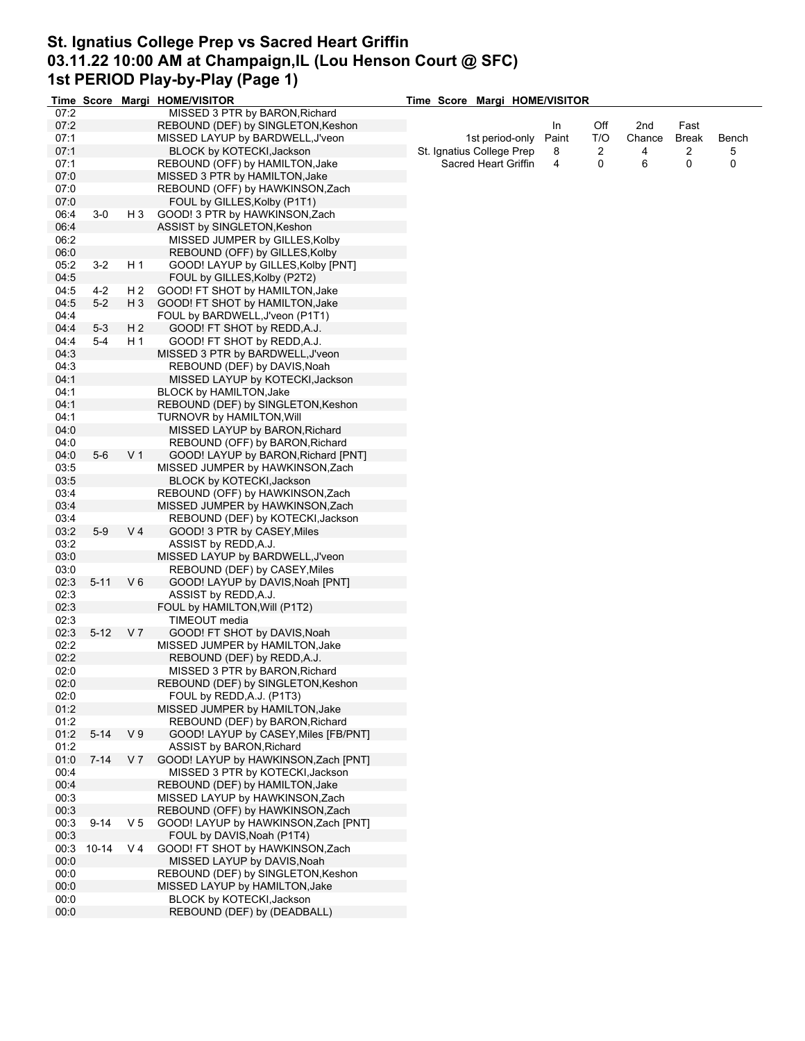# St. Ignatius College Prep vs Sacred Heart Griffin
# 03.11.22 10:00 AM at Champaign,IL (Lou Henson Court @ SFC)
# 1st PERIOD Play-by-Play (Page 1)

| Time | Score | Margi | HOME/VISITOR |
|---|---|---|---|
| 07:2 | | | MISSED 3 PTR by BARON,Richard |
| 07:2 | | | REBOUND (DEF) by SINGLETON,Keshon |
| 07:1 | | | MISSED LAYUP by BARDWELL,J'veon |
| 07:1 | | | BLOCK by KOTECKI,Jackson |
| 07:1 | | | REBOUND (OFF) by HAMILTON,Jake |
| 07:0 | | | MISSED 3 PTR by HAMILTON,Jake |
| 07:0 | | | REBOUND (OFF) by HAWKINSON,Zach |
| 07:0 | | | FOUL by GILLES,Kolby (P1T1) |
| 06:4 | 3-0 | H 3 | GOOD! 3 PTR by HAWKINSON,Zach |
| 06:4 | | | ASSIST by SINGLETON,Keshon |
| 06:2 | | | MISSED JUMPER by GILLES,Kolby |
| 06:0 | | | REBOUND (OFF) by GILLES,Kolby |
| 05:2 | 3-2 | H 1 | GOOD! LAYUP by GILLES,Kolby [PNT] |
| 04:5 | | | FOUL by GILLES,Kolby (P2T2) |
| 04:5 | 4-2 | H 2 | GOOD! FT SHOT by HAMILTON,Jake |
| 04:5 | 5-2 | H 3 | GOOD! FT SHOT by HAMILTON,Jake |
| 04:4 | | | FOUL by BARDWELL,J'veon (P1T1) |
| 04:4 | 5-3 | H 2 | GOOD! FT SHOT by REDD,A.J. |
| 04:4 | 5-4 | H 1 | GOOD! FT SHOT by REDD,A.J. |
| 04:3 | | | MISSED 3 PTR by BARDWELL,J'veon |
| 04:3 | | | REBOUND (DEF) by DAVIS,Noah |
| 04:1 | | | MISSED LAYUP by KOTECKI,Jackson |
| 04:1 | | | BLOCK by HAMILTON,Jake |
| 04:1 | | | REBOUND (DEF) by SINGLETON,Keshon |
| 04:1 | | | TURNOVR by HAMILTON,Will |
| 04:0 | | | MISSED LAYUP by BARON,Richard |
| 04:0 | | | REBOUND (OFF) by BARON,Richard |
| 04:0 | 5-6 | V 1 | GOOD! LAYUP by BARON,Richard [PNT] |
| 03:5 | | | MISSED JUMPER by HAWKINSON,Zach |
| 03:5 | | | BLOCK by KOTECKI,Jackson |
| 03:4 | | | REBOUND (OFF) by HAWKINSON,Zach |
| 03:4 | | | MISSED JUMPER by HAWKINSON,Zach |
| 03:4 | | | REBOUND (DEF) by KOTECKI,Jackson |
| 03:2 | 5-9 | V 4 | GOOD! 3 PTR by CASEY,Miles |
| 03:2 | | | ASSIST by REDD,A.J. |
| 03:0 | | | MISSED LAYUP by BARDWELL,J'veon |
| 03:0 | | | REBOUND (DEF) by CASEY,Miles |
| 02:3 | 5-11 | V 6 | GOOD! LAYUP by DAVIS,Noah [PNT] |
| 02:3 | | | ASSIST by REDD,A.J. |
| 02:3 | | | FOUL by HAMILTON,Will (P1T2) |
| 02:3 | | | TIMEOUT media |
| 02:3 | 5-12 | V 7 | GOOD! FT SHOT by DAVIS,Noah |
| 02:2 | | | MISSED JUMPER by HAMILTON,Jake |
| 02:2 | | | REBOUND (DEF) by REDD,A.J. |
| 02:0 | | | MISSED 3 PTR by BARON,Richard |
| 02:0 | | | REBOUND (DEF) by SINGLETON,Keshon |
| 02:0 | | | FOUL by REDD,A.J. (P1T3) |
| 01:2 | | | MISSED JUMPER by HAMILTON,Jake |
| 01:2 | | | REBOUND (DEF) by BARON,Richard |
| 01:2 | 5-14 | V 9 | GOOD! LAYUP by CASEY,Miles [FB/PNT] |
| 01:2 | | | ASSIST by BARON,Richard |
| 01:0 | 7-14 | V 7 | GOOD! LAYUP by HAWKINSON,Zach [PNT] |
| 00:4 | | | MISSED 3 PTR by KOTECKI,Jackson |
| 00:4 | | | REBOUND (DEF) by HAMILTON,Jake |
| 00:3 | | | MISSED LAYUP by HAWKINSON,Zach |
| 00:3 | | | REBOUND (OFF) by HAWKINSON,Zach |
| 00:3 | 9-14 | V 5 | GOOD! LAYUP by HAWKINSON,Zach [PNT] |
| 00:3 | | | FOUL by DAVIS,Noah (P1T4) |
| 00:3 | 10-14 | V 4 | GOOD! FT SHOT by HAWKINSON,Zach |
| 00:0 | | | MISSED LAYUP by DAVIS,Noah |
| 00:0 | | | REBOUND (DEF) by SINGLETON,Keshon |
| 00:0 | | | MISSED LAYUP by HAMILTON,Jake |
| 00:0 | | | BLOCK by KOTECKI,Jackson |
| 00:0 | | | REBOUND (DEF) by (DEADBALL) |

| 1st period-only | In Paint | Off T/O | 2nd Chance | Fast Break | Bench |
|---|---|---|---|---|---|
| St. Ignatius College Prep | 8 | 2 | 4 | 2 | 5 |
| Sacred Heart Griffin | 4 | 0 | 6 | 0 | 0 |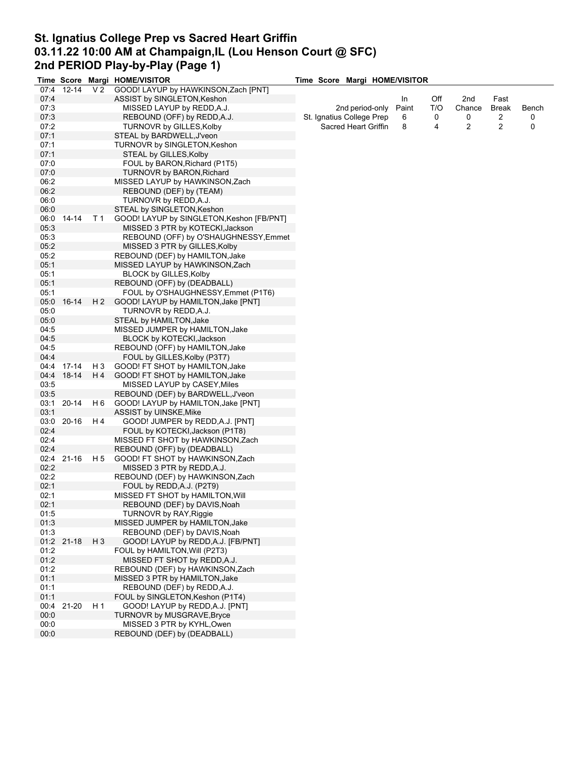# St. Ignatius College Prep vs Sacred Heart Griffin
# 03.11.22 10:00 AM at Champaign,IL (Lou Henson Court @ SFC)
## 2nd PERIOD Play-by-Play (Page 1)

| Time | Score | Margi | HOME/VISITOR |
|---|---|---|---|
| 07:4 | 12-14 | V 2 | GOOD! LAYUP by HAWKINSON,Zach [PNT] |
| 07:4 | | | ASSIST by SINGLETON,Keshon |
| 07:3 | | | MISSED LAYUP by REDD,A.J. |
| 07:3 | | | REBOUND (OFF) by REDD,A.J. |
| 07:2 | | | TURNOVR by GILLES,Kolby |
| 07:1 | | | STEAL by BARDWELL,J'veon |
| 07:1 | | | TURNOVR by SINGLETON,Keshon |
| 07:1 | | | STEAL by GILLES,Kolby |
| 07:0 | | | FOUL by BARON,Richard (P1T5) |
| 07:0 | | | TURNOVR by BARON,Richard |
| 06:2 | | | MISSED LAYUP by HAWKINSON,Zach |
| 06:2 | | | REBOUND (DEF) by (TEAM) |
| 06:0 | | | TURNOVR by REDD,A.J. |
| 06:0 | | | STEAL by SINGLETON,Keshon |
| 06:0 | 14-14 | T 1 | GOOD! LAYUP by SINGLETON,Keshon [FB/PNT] |
| 05:3 | | | MISSED 3 PTR by KOTECKI,Jackson |
| 05:3 | | | REBOUND (OFF) by O'SHAUGHNESSY,Emmet |
| 05:2 | | | MISSED 3 PTR by GILLES,Kolby |
| 05:2 | | | REBOUND (DEF) by HAMILTON,Jake |
| 05:1 | | | MISSED LAYUP by HAWKINSON,Zach |
| 05:1 | | | BLOCK by GILLES,Kolby |
| 05:1 | | | REBOUND (OFF) by (DEADBALL) |
| 05:1 | | | FOUL by O'SHAUGHNESSY,Emmet (P1T6) |
| 05:0 | 16-14 | H 2 | GOOD! LAYUP by HAMILTON,Jake [PNT] |
| 05:0 | | | TURNOVR by REDD,A.J. |
| 05:0 | | | STEAL by HAMILTON,Jake |
| 04:5 | | | MISSED JUMPER by HAMILTON,Jake |
| 04:5 | | | BLOCK by KOTECKI,Jackson |
| 04:5 | | | REBOUND (OFF) by HAMILTON,Jake |
| 04:4 | | | FOUL by GILLES,Kolby (P3T7) |
| 04:4 | 17-14 | H 3 | GOOD! FT SHOT by HAMILTON,Jake |
| 04:4 | 18-14 | H 4 | GOOD! FT SHOT by HAMILTON,Jake |
| 03:5 | | | MISSED LAYUP by CASEY,Miles |
| 03:5 | | | REBOUND (DEF) by BARDWELL,J'veon |
| 03:1 | 20-14 | H 6 | GOOD! LAYUP by HAMILTON,Jake [PNT] |
| 03:1 | | | ASSIST by UINSKE,Mike |
| 03:0 | 20-16 | H 4 | GOOD! JUMPER by REDD,A.J. [PNT] |
| 02:4 | | | FOUL by KOTECKI,Jackson (P1T8) |
| 02:4 | | | MISSED FT SHOT by HAWKINSON,Zach |
| 02:4 | | | REBOUND (OFF) by (DEADBALL) |
| 02:4 | 21-16 | H 5 | GOOD! FT SHOT by HAWKINSON,Zach |
| 02:2 | | | MISSED 3 PTR by REDD,A.J. |
| 02:2 | | | REBOUND (DEF) by HAWKINSON,Zach |
| 02:1 | | | FOUL by REDD,A.J. (P2T9) |
| 02:1 | | | MISSED FT SHOT by HAMILTON,Will |
| 02:1 | | | REBOUND (DEF) by DAVIS,Noah |
| 01:5 | | | TURNOVR by RAY,Riggie |
| 01:3 | | | MISSED JUMPER by HAMILTON,Jake |
| 01:3 | | | REBOUND (DEF) by DAVIS,Noah |
| 01:2 | 21-18 | H 3 | GOOD! LAYUP by REDD,A.J. [FB/PNT] |
| 01:2 | | | FOUL by HAMILTON,Will (P2T3) |
| 01:2 | | | MISSED FT SHOT by REDD,A.J. |
| 01:2 | | | REBOUND (DEF) by HAWKINSON,Zach |
| 01:1 | | | MISSED 3 PTR by HAMILTON,Jake |
| 01:1 | | | REBOUND (DEF) by REDD,A.J. |
| 01:1 | | | FOUL by SINGLETON,Keshon (P1T4) |
| 00:4 | 21-20 | H 1 | GOOD! LAYUP by REDD,A.J. [PNT] |
| 00:0 | | | TURNOVR by MUSGRAVE,Bryce |
| 00:0 | | | MISSED 3 PTR by KYHL,Owen |
| 00:0 | | | REBOUND (DEF) by (DEADBALL) |

| 2nd period-only | In Paint | Off T/O | 2nd Chance | Fast Break | Bench |
|---|---|---|---|---|---|
| St. Ignatius College Prep | 6 | 0 | 0 | 2 | 0 |
| Sacred Heart Griffin | 8 | 4 | 2 | 2 | 0 |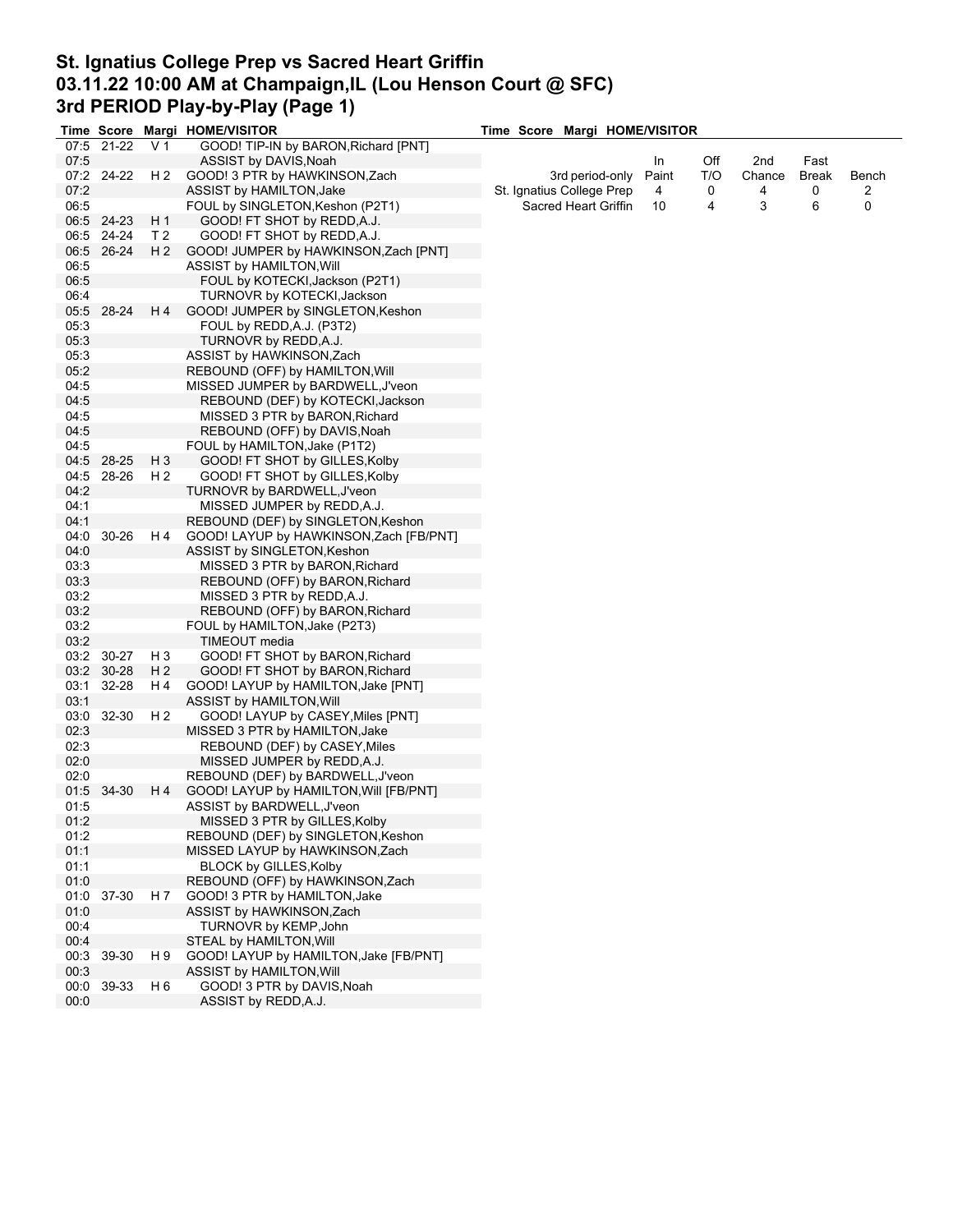# St. Ignatius College Prep vs Sacred Heart Griffin
## 03.11.22 10:00 AM at Champaign,IL (Lou Henson Court @ SFC)
## 3rd PERIOD Play-by-Play (Page 1)

| Time | Score | Margi | HOME/VISITOR |
|---|---|---|---|
| 07:5 | 21-22 | V 1 | GOOD! TIP-IN by BARON,Richard [PNT] |
| 07:5 | | | ASSIST by DAVIS,Noah |
| 07:2 | 24-22 | H 2 | GOOD! 3 PTR by HAWKINSON,Zach |
| 07:2 | | | ASSIST by HAMILTON,Jake |
| 06:5 | | | FOUL by SINGLETON,Keshon (P2T1) |
| 06:5 | 24-23 | H 1 | GOOD! FT SHOT by REDD,A.J. |
| 06:5 | 24-24 | T 2 | GOOD! FT SHOT by REDD,A.J. |
| 06:5 | 26-24 | H 2 | GOOD! JUMPER by HAWKINSON,Zach [PNT] |
| 06:5 | | | ASSIST by HAMILTON,Will |
| 06:5 | | | FOUL by KOTECKI,Jackson (P2T1) |
| 06:4 | | | TURNOVR by KOTECKI,Jackson |
| 05:5 | 28-24 | H 4 | GOOD! JUMPER by SINGLETON,Keshon |
| 05:3 | | | FOUL by REDD,A.J. (P3T2) |
| 05:3 | | | TURNOVR by REDD,A.J. |
| 05:3 | | | ASSIST by HAWKINSON,Zach |
| 05:2 | | | REBOUND (OFF) by HAMILTON,Will |
| 04:5 | | | MISSED JUMPER by BARDWELL,J'veon |
| 04:5 | | | REBOUND (DEF) by KOTECKI,Jackson |
| 04:5 | | | MISSED 3 PTR by BARON,Richard |
| 04:5 | | | REBOUND (OFF) by DAVIS,Noah |
| 04:5 | | | FOUL by HAMILTON,Jake (P1T2) |
| 04:5 | 28-25 | H 3 | GOOD! FT SHOT by GILLES,Kolby |
| 04:5 | 28-26 | H 2 | GOOD! FT SHOT by GILLES,Kolby |
| 04:2 | | | TURNOVR by BARDWELL,J'veon |
| 04:1 | | | MISSED JUMPER by REDD,A.J. |
| 04:1 | | | REBOUND (DEF) by SINGLETON,Keshon |
| 04:0 | 30-26 | H 4 | GOOD! LAYUP by HAWKINSON,Zach [FB/PNT] |
| 04:0 | | | ASSIST by SINGLETON,Keshon |
| 03:3 | | | MISSED 3 PTR by BARON,Richard |
| 03:3 | | | REBOUND (OFF) by BARON,Richard |
| 03:2 | | | MISSED 3 PTR by REDD,A.J. |
| 03:2 | | | REBOUND (OFF) by BARON,Richard |
| 03:2 | | | FOUL by HAMILTON,Jake (P2T3) |
| 03:2 | | | TIMEOUT media |
| 03:2 | 30-27 | H 3 | GOOD! FT SHOT by BARON,Richard |
| 03:2 | 30-28 | H 2 | GOOD! FT SHOT by BARON,Richard |
| 03:1 | 32-28 | H 4 | GOOD! LAYUP by HAMILTON,Jake [PNT] |
| 03:1 | | | ASSIST by HAMILTON,Will |
| 03:0 | 32-30 | H 2 | GOOD! LAYUP by CASEY,Miles [PNT] |
| 02:3 | | | MISSED 3 PTR by HAMILTON,Jake |
| 02:3 | | | REBOUND (DEF) by CASEY,Miles |
| 02:0 | | | MISSED JUMPER by REDD,A.J. |
| 02:0 | | | REBOUND (DEF) by BARDWELL,J'veon |
| 01:5 | 34-30 | H 4 | GOOD! LAYUP by HAMILTON,Will [FB/PNT] |
| 01:5 | | | ASSIST by BARDWELL,J'veon |
| 01:2 | | | MISSED 3 PTR by GILLES,Kolby |
| 01:2 | | | REBOUND (DEF) by SINGLETON,Keshon |
| 01:1 | | | MISSED LAYUP by HAWKINSON,Zach |
| 01:1 | | | BLOCK by GILLES,Kolby |
| 01:0 | | | REBOUND (OFF) by HAWKINSON,Zach |
| 01:0 | 37-30 | H 7 | GOOD! 3 PTR by HAMILTON,Jake |
| 01:0 | | | ASSIST by HAWKINSON,Zach |
| 00:4 | | | TURNOVR by KEMP,John |
| 00:4 | | | STEAL by HAMILTON,Will |
| 00:3 | 39-30 | H 9 | GOOD! LAYUP by HAMILTON,Jake [FB/PNT] |
| 00:3 | | | ASSIST by HAMILTON,Will |
| 00:0 | 39-33 | H 6 | GOOD! 3 PTR by DAVIS,Noah |
| 00:0 | | | ASSIST by REDD,A.J. |

| 3rd period-only | In Paint | Off T/O | 2nd Chance | Fast Break | Bench |
|---|---|---|---|---|---|
| St. Ignatius College Prep | 4 | 0 | 4 | 0 | 2 |
| Sacred Heart Griffin | 10 | 4 | 3 | 6 | 0 |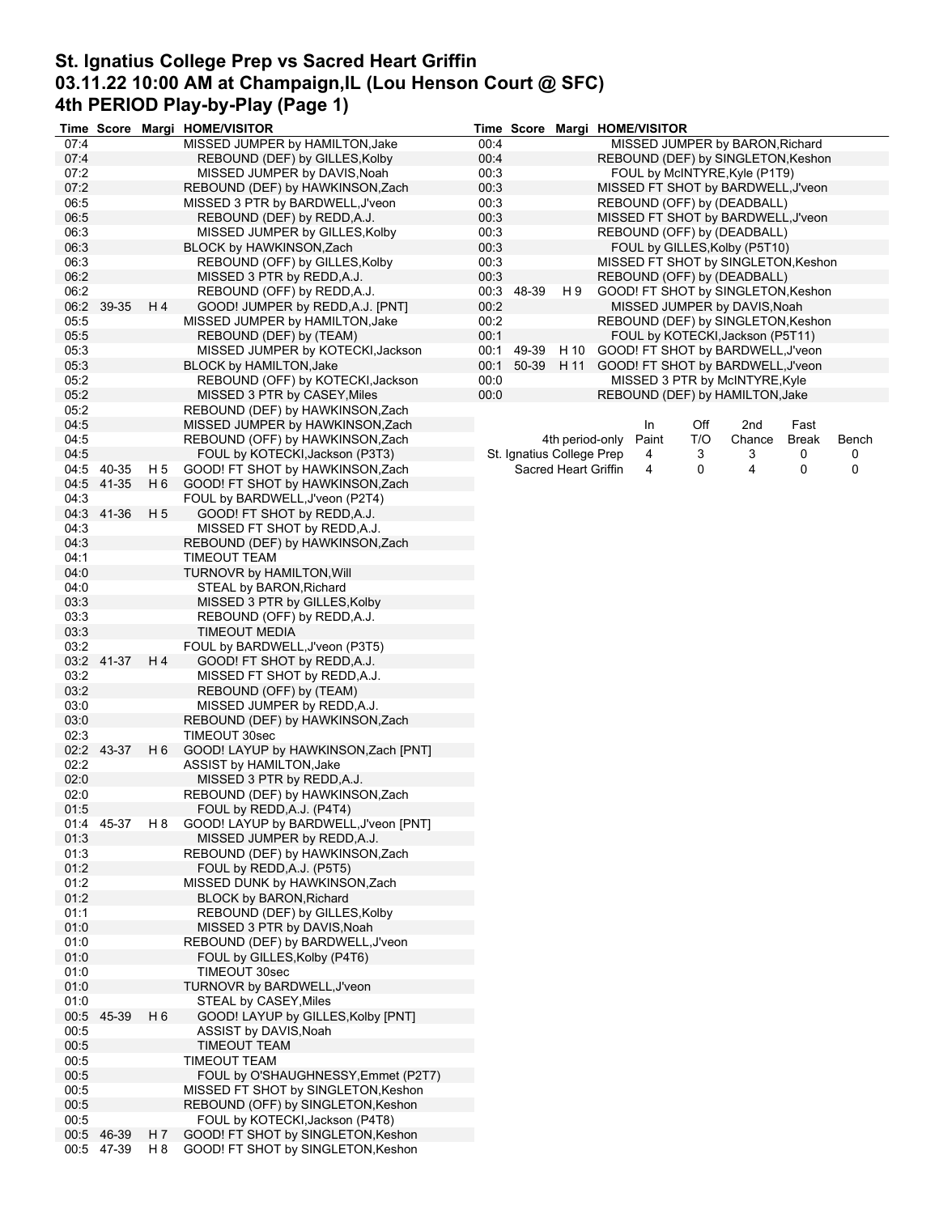# St. Ignatius College Prep vs Sacred Heart Griffin
## 03.11.22 10:00 AM at Champaign,IL (Lou Henson Court @ SFC)
## 4th PERIOD Play-by-Play (Page 1)

| Time | Score | Margi | HOME/VISITOR |
|---|---|---|---|
| 07:4 | | | MISSED JUMPER by HAMILTON,Jake |
| 07:4 | | | REBOUND (DEF) by GILLES,Kolby |
| 07:2 | | | MISSED JUMPER by DAVIS,Noah |
| 07:2 | | | REBOUND (DEF) by HAWKINSON,Zach |
| 06:5 | | | MISSED 3 PTR by BARDWELL,J'veon |
| 06:5 | | | REBOUND (DEF) by REDD,A.J. |
| 06:3 | | | MISSED JUMPER by GILLES,Kolby |
| 06:3 | | | BLOCK by HAWKINSON,Zach |
| 06:3 | | | REBOUND (OFF) by GILLES,Kolby |
| 06:2 | | | MISSED 3 PTR by REDD,A.J. |
| 06:2 | | | REBOUND (OFF) by REDD,A.J. |
| 06:2 | 39-35 | H 4 | GOOD! JUMPER by REDD,A.J. [PNT] |
| 05:5 | | | MISSED JUMPER by HAMILTON,Jake |
| 05:5 | | | REBOUND (DEF) by (TEAM) |
| 05:3 | | | MISSED JUMPER by KOTECKI,Jackson |
| 05:3 | | | BLOCK by HAMILTON,Jake |
| 05:2 | | | REBOUND (OFF) by KOTECKI,Jackson |
| 05:2 | | | MISSED 3 PTR by CASEY,Miles |
| 05:2 | | | REBOUND (DEF) by HAWKINSON,Zach |
| 04:5 | | | MISSED JUMPER by HAWKINSON,Zach |
| 04:5 | | | REBOUND (OFF) by HAWKINSON,Zach |
| 04:5 | | | FOUL by KOTECKI,Jackson (P3T3) |
| 04:5 | 40-35 | H 5 | GOOD! FT SHOT by HAWKINSON,Zach |
| 04:5 | 41-35 | H 6 | GOOD! FT SHOT by HAWKINSON,Zach |
| 04:3 | | | FOUL by BARDWELL,J'veon (P2T4) |
| 04:3 | 41-36 | H 5 | GOOD! FT SHOT by REDD,A.J. |
| 04:3 | | | MISSED FT SHOT by REDD,A.J. |
| 04:3 | | | REBOUND (DEF) by HAWKINSON,Zach |
| 04:1 | | | TIMEOUT TEAM |
| 04:0 | | | TURNOVR by HAMILTON,Will |
| 04:0 | | | STEAL by BARON,Richard |
| 03:3 | | | MISSED 3 PTR by GILLES,Kolby |
| 03:3 | | | REBOUND (OFF) by REDD,A.J. |
| 03:3 | | | TIMEOUT MEDIA |
| 03:2 | | | FOUL by BARDWELL,J'veon (P3T5) |
| 03:2 | 41-37 | H 4 | GOOD! FT SHOT by REDD,A.J. |
| 03:2 | | | MISSED FT SHOT by REDD,A.J. |
| 03:2 | | | REBOUND (OFF) by (TEAM) |
| 03:0 | | | MISSED JUMPER by REDD,A.J. |
| 03:0 | | | REBOUND (DEF) by HAWKINSON,Zach |
| 02:3 | | | TIMEOUT 30sec |
| 02:2 | 43-37 | H 6 | GOOD! LAYUP by HAWKINSON,Zach [PNT] |
| 02:2 | | | ASSIST by HAMILTON,Jake |
| 02:0 | | | MISSED 3 PTR by REDD,A.J. |
| 02:0 | | | REBOUND (DEF) by HAWKINSON,Zach |
| 01:5 | | | FOUL by REDD,A.J. (P4T4) |
| 01:4 | 45-37 | H 8 | GOOD! LAYUP by BARDWELL,J'veon [PNT] |
| 01:3 | | | MISSED JUMPER by REDD,A.J. |
| 01:3 | | | REBOUND (DEF) by HAWKINSON,Zach |
| 01:2 | | | FOUL by REDD,A.J. (P5T5) |
| 01:2 | | | MISSED DUNK by HAWKINSON,Zach |
| 01:2 | | | BLOCK by BARON,Richard |
| 01:1 | | | REBOUND (DEF) by GILLES,Kolby |
| 01:0 | | | MISSED 3 PTR by DAVIS,Noah |
| 01:0 | | | REBOUND (DEF) by BARDWELL,J'veon |
| 01:0 | | | FOUL by GILLES,Kolby (P4T6) |
| 01:0 | | | TIMEOUT 30sec |
| 01:0 | | | TURNOVR by BARDWELL,J'veon |
| 01:0 | | | STEAL by CASEY,Miles |
| 00:5 | 45-39 | H 6 | GOOD! LAYUP by GILLES,Kolby [PNT] |
| 00:5 | | | ASSIST by DAVIS,Noah |
| 00:5 | | | TIMEOUT TEAM |
| 00:5 | | | TIMEOUT TEAM |
| 00:5 | | | FOUL by O'SHAUGHNESSY,Emmet (P2T7) |
| 00:5 | | | MISSED FT SHOT by SINGLETON,Keshon |
| 00:5 | | | REBOUND (OFF) by SINGLETON,Keshon |
| 00:5 | | | FOUL by KOTECKI,Jackson (P4T8) |
| 00:5 | 46-39 | H 7 | GOOD! FT SHOT by SINGLETON,Keshon |
| 00:5 | 47-39 | H 8 | GOOD! FT SHOT by SINGLETON,Keshon |
| 00:4 | | | MISSED JUMPER by BARON,Richard |
| 00:4 | | | REBOUND (DEF) by SINGLETON,Keshon |
| 00:3 | | | FOUL by McINTYRE,Kyle (P1T9) |
| 00:3 | | | MISSED FT SHOT by BARDWELL,J'veon |
| 00:3 | | | REBOUND (OFF) by (DEADBALL) |
| 00:3 | | | MISSED FT SHOT by BARDWELL,J'veon |
| 00:3 | | | REBOUND (OFF) by (DEADBALL) |
| 00:3 | | | FOUL by GILLES,Kolby (P5T10) |
| 00:3 | | | MISSED FT SHOT by SINGLETON,Keshon |
| 00:3 | | | REBOUND (OFF) by (DEADBALL) |
| 00:3 | 48-39 | H 9 | GOOD! FT SHOT by SINGLETON,Keshon |
| 00:2 | | | MISSED JUMPER by DAVIS,Noah |
| 00:2 | | | REBOUND (DEF) by SINGLETON,Keshon |
| 00:1 | | | FOUL by KOTECKI,Jackson (P5T11) |
| 00:1 | 49-39 | H 10 | GOOD! FT SHOT by BARDWELL,J'veon |
| 00:1 | 50-39 | H 11 | GOOD! FT SHOT by BARDWELL,J'veon |
| 00:0 | | | MISSED 3 PTR by McINTYRE,Kyle |
| 00:0 | | | REBOUND (DEF) by HAMILTON,Jake |

| 4th period-only | In Paint | Off T/O | 2nd Chance | Fast Break | Bench |
|---|---|---|---|---|---|
| St. Ignatius College Prep | 4 | 3 | 3 | 0 | 0 |
| Sacred Heart Griffin | 4 | 0 | 4 | 0 | 0 |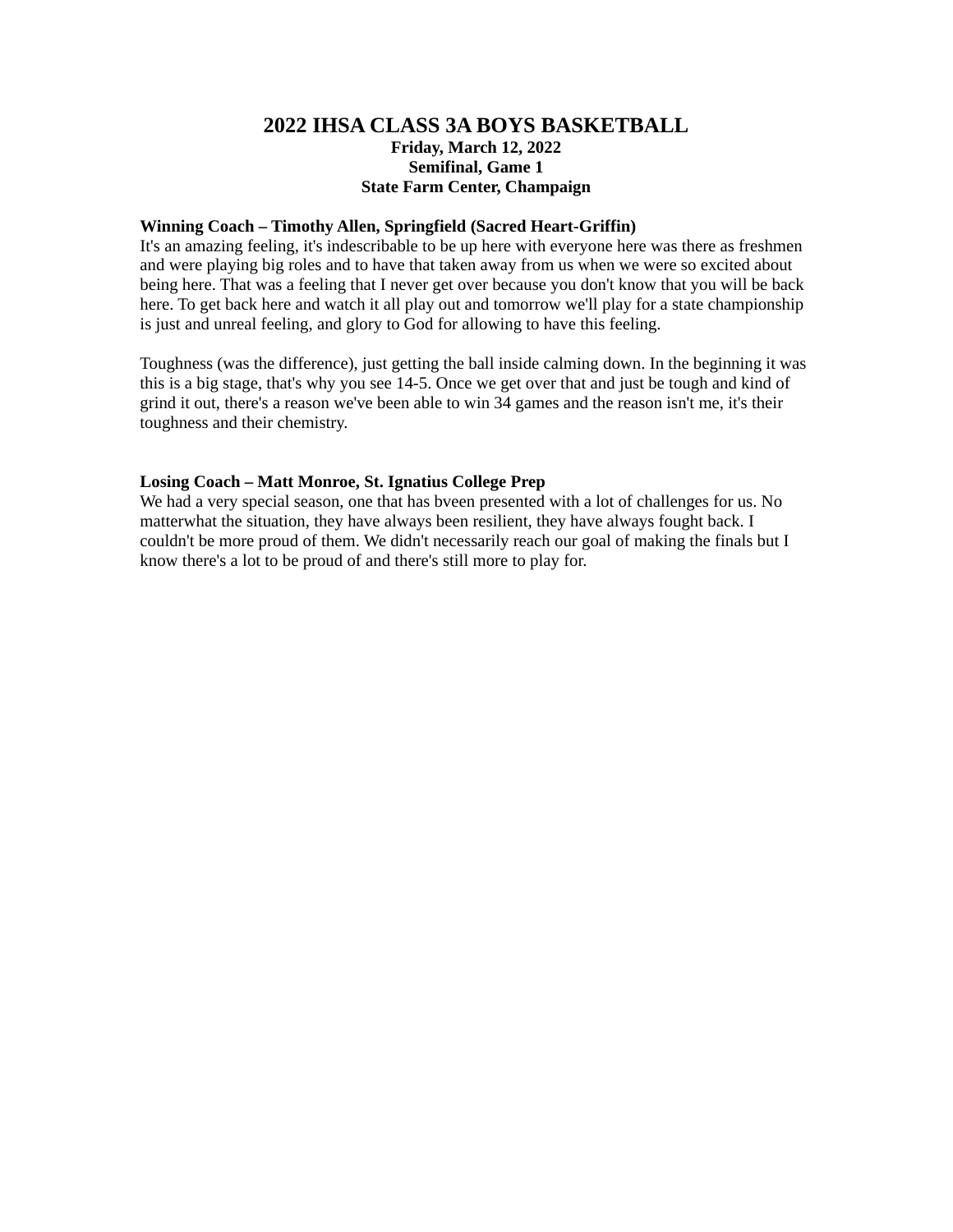# 2022 IHSA CLASS 3A BOYS BASKETBALL

**Friday, March 12, 2022**
**Semifinal, Game 1**
**State Farm Center, Champaign**

**Winning Coach – Timothy Allen, Springfield (Sacred Heart-Griffin)**
It's an amazing feeling, it's indescribable to be up here with everyone here was there as freshmen and were playing big roles and to have that taken away from us when we were so excited about being here. That was a feeling that I never get over because you don't know that you will be back here. To get back here and watch it all play out and tomorrow we'll play for a state championship is just and unreal feeling, and glory to God for allowing to have this feeling.

Toughness (was the difference), just getting the ball inside calming down. In the beginning it was this is a big stage, that's why you see 14-5. Once we get over that and just be tough and kind of grind it out, there's a reason we've been able to win 34 games and the reason isn't me, it's their toughness and their chemistry.

**Losing Coach – Matt Monroe, St. Ignatius College Prep**
We had a very special season, one that has bveen presented with a lot of challenges for us. No matterwhat the situation, they have always been resilient, they have always fought back. I couldn't be more proud of them. We didn't necessarily reach our goal of making the finals but I know there's a lot to be proud of and there's still more to play for.